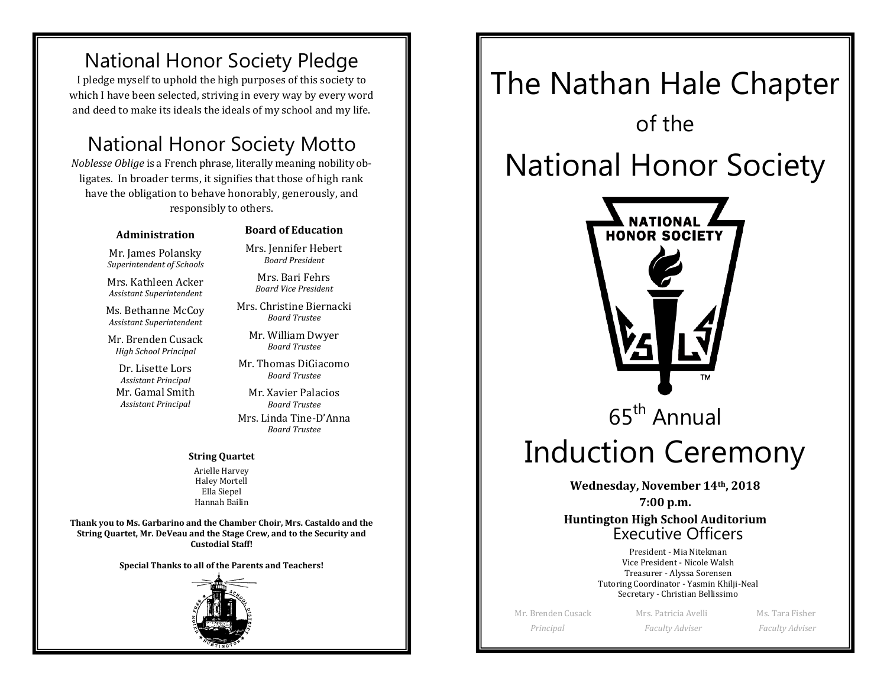## National Honor Society Pledge

I pledge myself to uphold the high purposes of this society to which I have been selected, striving in every way by every word and deed to make its ideals the ideals of my school and my life.

## National Honor Society Motto

*Noblesse Oblige* is a French phrase, literally meaning nobility obligates. In broader terms, it signifies that those of high rank have the obligation to behave honorably, generously, and responsibly to others.

### Administration

Mr. James Polansky
*Superintendent of Schools*

Mrs. Kathleen Acker
*Assistant Superintendent*

Ms. Bethanne McCoy
*Assistant Superintendent*

Mr. Brenden Cusack
*High School Principal*

Dr. Lisette Lors
*Assistant Principal*

Mr. Gamal Smith
*Assistant Principal*

### Board of Education

Mrs. Jennifer Hebert
*Board President*

Mrs. Bari Fehrs
*Board Vice President*

Mrs. Christine Biernacki
*Board Trustee*

Mr. William Dwyer
*Board Trustee*

Mr. Thomas DiGiacomo
*Board Trustee*

Mr. Xavier Palacios
*Board Trustee*

Mrs. Linda Tine-D'Anna
*Board Trustee*

### String Quartet

Arielle Harvey
Haley Mortell
Ella Siepel
Hannah Bailin

**Thank you to Ms. Garbarino and the Chamber Choir, Mrs. Castaldo and the String Quartet, Mr. DeVeau and the Stage Crew, and to the Security and Custodial Staff!**

**Special Thanks to all of the Parents and Teachers!**

# The Nathan Hale Chapter

of the

# National Honor Society

65th Annual

# Induction Ceremony

**Wednesday, November 14th, 2018**

**7:00 p.m.**

**Huntington High School Auditorium**

## Executive Officers

President - Mia Nitekman
Vice President - Nicole Walsh
Treasurer - Alyssa Sorensen
Tutoring Coordinator - Yasmin Khilji-Neal
Secretary - Christian Bellissimo

Mr. Brenden Cusack
*Principal*

Mrs. Patricia Avelli
*Faculty Adviser*

Ms. Tara Fisher
*Faculty Adviser*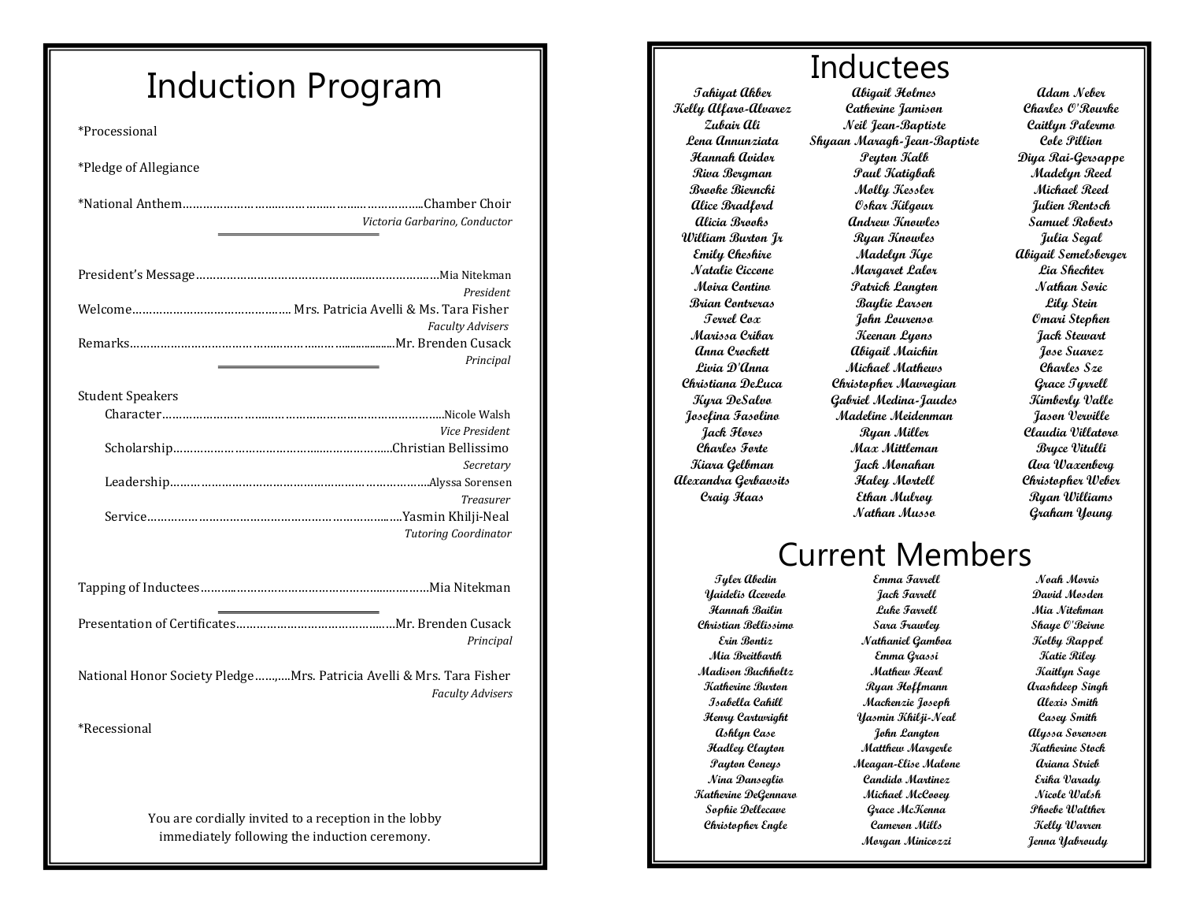# Induction Program

*Processional

*Pledge of Allegiance

*National Anthem……………………………………………………………..Chamber Choir
*Victoria Garbarino, Conductor*

---

President's Message…………………………………………………………………Mia Nitekman
*President*

Welcome……………………………………… Mrs. Patricia Avelli & Ms. Tara Fisher
*Faculty Advisers*

Remarks………………………………………………………………….Mr. Brenden Cusack
*Principal*

---

Student Speakers

- Character…………………………………………………………………………Nicole Walsh
  *Vice President*
- Scholarship………………………………………………………Christian Bellissimo
  *Secretary*
- Leadership……………………………………………………………………Alyssa Sorensen
  *Treasurer*
- Service……………………………………………………………………Yasmin Khilji-Neal
  *Tutoring Coordinator*

Tapping of Inductees……………………………………………………………Mia Nitekman

---

Presentation of Certificates……………………………………………Mr. Brenden Cusack
*Principal*

National Honor Society Pledge……,….Mrs. Patricia Avelli & Mrs. Tara Fisher
*Faculty Advisers*

*Recessional

You are cordially invited to a reception in the lobby immediately following the induction ceremony.

# Inductees

Tahiyat Akber
Kelly Alfaro-Alvarez
Zubair Ali
Lena Annunziata
Hannah Avidor
Riva Bergman
Brooke Bierncki
Alice Bradford
Alicia Brooks
William Burton Jr
Emily Cheshire
Natalie Ciccone
Moira Contino
Brian Contreras
Terrel Cox
Marissa Cribar
Anna Crockett
Livia D'Anna
Christiana DeLuca
Kyra DeSalvo
Josefina Fasolino
Jack Flores
Charles Forte
Kiara Gelbman
Alexandra Gerbavsits
Craig Haas
Abigail Holmes
Catherine Jamison
Neil Jean-Baptiste
Shyaan Maragh-Jean-Baptiste
Peyton Kalb
Paul Katigbak
Molly Kessler
Oskar Kilgour
Andrew Knowles
Ryan Knowles
Madelyn Kye
Margaret Lalor
Patrick Langton
Baylie Larsen
John Lourenso
Keenan Lyons
Abigail Maichin
Michael Mathews
Christopher Mavrogian
Gabriel Medina-Jaudes
Madeline Meidenman
Ryan Miller
Max Mittleman
Jack Monahan
Haley Mortell
Ethan Mulroy
Nathan Musso
Adam Neber
Charles O'Rourke
Caitlyn Palermo
Cole Pillion
Diya Rai-Gersappe
Madelyn Reed
Michael Reed
Julien Rentsch
Samuel Roberts
Julia Segal
Abigail Semelsberger
Lia Shechter
Nathan Soric
Lily Stein
Omari Stephen
Jack Stewart
Jose Suarez
Charles Sze
Grace Tyrrell
Kimberly Valle
Jason Verville
Claudia Villatoro
Bryce Vitulli
Ava Waxenberg
Christopher Weber
Ryan Williams
Graham Young

# Current Members

Tyler Abedin
Yaidelis Acevedo
Hannah Bailin
Christian Bellissimo
Erin Bontiz
Mia Breitbarth
Madison Buchholtz
Katherine Burton
Isabella Cahill
Henry Cartwright
Ashlyn Case
Hadley Clayton
Payton Coneys
Nina Danseglio
Katherine DeGennaro
Sophie Dellecave
Christopher Engle
Emma Farrell
Jack Farrell
Luke Farrell
Sara Frawley
Nathaniel Gamboa
Emma Grassi
Mathew Hearl
Ryan Hoffmann
Mackenzie Joseph
Yasmin Khilji-Neal
John Langton
Matthew Margerle
Meagan-Elise Malone
Candido Martinez
Michael McCovey
Grace McKenna
Cameron Mills
Morgan Minicozzi
Noah Morris
David Mosden
Mia Nitekman
Shaye O'Beirne
Kolby Rappel
Katie Riley
Kaitlyn Sage
Arashdeep Singh
Alexis Smith
Casey Smith
Alyssa Sorensen
Katherine Stock
Ariana Strieb
Erika Varady
Nicole Walsh
Phoebe Walther
Kelly Warren
Jenna Yabroudy